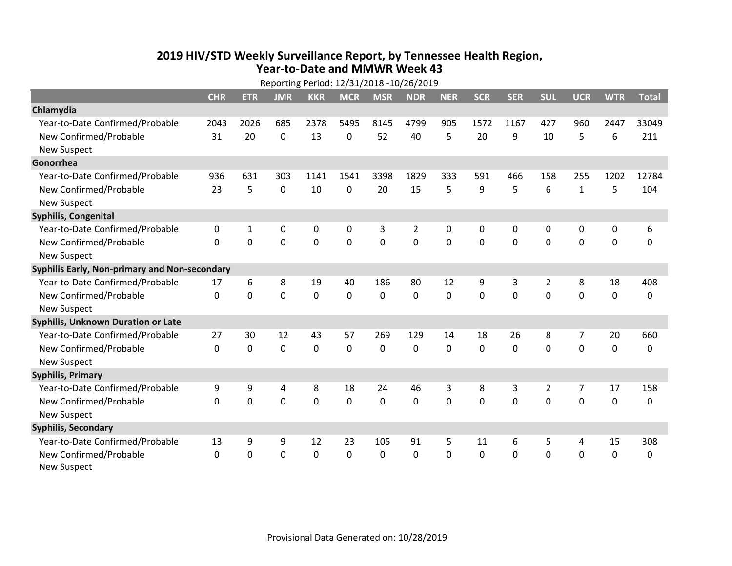# 2019 HIV/STD Weekly Surveillance Report, by Tennessee Health Region, Year-to-Date and MMWR Week 43

Reporting Period: 12/31/2018 -10/26/2019

| | CHR | ETR | JMR | KKR | MCR | MSR | NDR | NER | SCR | SER | SUL | UCR | WTR | Total |
|---|---|---|---|---|---|---|---|---|---|---|---|---|---|---|
| **Chlamydia** | | | | | | | | | | | | | | |
| Year-to-Date Confirmed/Probable | 2043 | 2026 | 685 | 2378 | 5495 | 8145 | 4799 | 905 | 1572 | 1167 | 427 | 960 | 2447 | 33049 |
| New Confirmed/Probable | 31 | 20 | 0 | 13 | 0 | 52 | 40 | 5 | 20 | 9 | 10 | 5 | 6 | 211 |
| New Suspect | | | | | | | | | | | | | | |
| **Gonorrhea** | | | | | | | | | | | | | | |
| Year-to-Date Confirmed/Probable | 936 | 631 | 303 | 1141 | 1541 | 3398 | 1829 | 333 | 591 | 466 | 158 | 255 | 1202 | 12784 |
| New Confirmed/Probable | 23 | 5 | 0 | 10 | 0 | 20 | 15 | 5 | 9 | 5 | 6 | 1 | 5 | 104 |
| New Suspect | | | | | | | | | | | | | | |
| **Syphilis, Congenital** | | | | | | | | | | | | | | |
| Year-to-Date Confirmed/Probable | 0 | 1 | 0 | 0 | 0 | 3 | 2 | 0 | 0 | 0 | 0 | 0 | 0 | 6 |
| New Confirmed/Probable | 0 | 0 | 0 | 0 | 0 | 0 | 0 | 0 | 0 | 0 | 0 | 0 | 0 | 0 |
| New Suspect | | | | | | | | | | | | | | |
| **Syphilis Early, Non-primary and Non-secondary** | | | | | | | | | | | | | | |
| Year-to-Date Confirmed/Probable | 17 | 6 | 8 | 19 | 40 | 186 | 80 | 12 | 9 | 3 | 2 | 8 | 18 | 408 |
| New Confirmed/Probable | 0 | 0 | 0 | 0 | 0 | 0 | 0 | 0 | 0 | 0 | 0 | 0 | 0 | 0 |
| New Suspect | | | | | | | | | | | | | | |
| **Syphilis, Unknown Duration or Late** | | | | | | | | | | | | | | |
| Year-to-Date Confirmed/Probable | 27 | 30 | 12 | 43 | 57 | 269 | 129 | 14 | 18 | 26 | 8 | 7 | 20 | 660 |
| New Confirmed/Probable | 0 | 0 | 0 | 0 | 0 | 0 | 0 | 0 | 0 | 0 | 0 | 0 | 0 | 0 |
| New Suspect | | | | | | | | | | | | | | |
| **Syphilis, Primary** | | | | | | | | | | | | | | |
| Year-to-Date Confirmed/Probable | 9 | 9 | 4 | 8 | 18 | 24 | 46 | 3 | 8 | 3 | 2 | 7 | 17 | 158 |
| New Confirmed/Probable | 0 | 0 | 0 | 0 | 0 | 0 | 0 | 0 | 0 | 0 | 0 | 0 | 0 | 0 |
| New Suspect | | | | | | | | | | | | | | |
| **Syphilis, Secondary** | | | | | | | | | | | | | | |
| Year-to-Date Confirmed/Probable | 13 | 9 | 9 | 12 | 23 | 105 | 91 | 5 | 11 | 6 | 5 | 4 | 15 | 308 |
| New Confirmed/Probable | 0 | 0 | 0 | 0 | 0 | 0 | 0 | 0 | 0 | 0 | 0 | 0 | 0 | 0 |
| New Suspect | | | | | | | | | | | | | | |

Provisional Data Generated on: 10/28/2019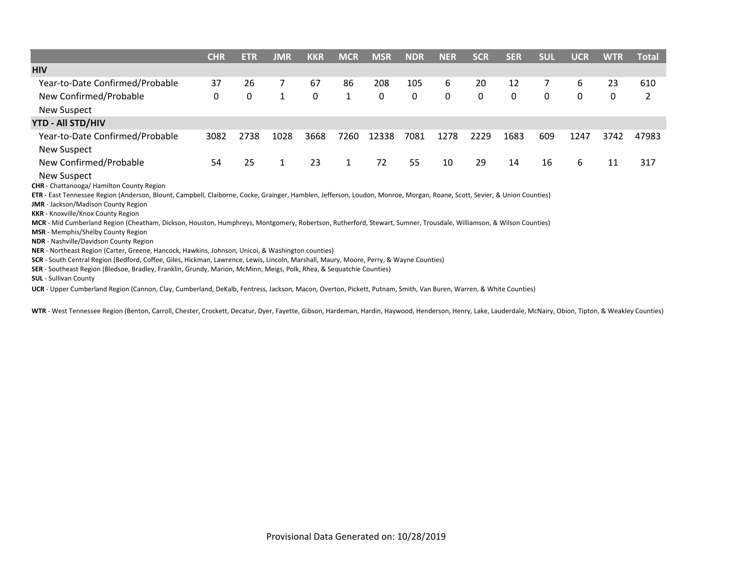| | CHR | ETR | JMR | KKR | MCR | MSR | NDR | NER | SCR | SER | SUL | UCR | WTR | Total |
|---|---|---|---|---|---|---|---|---|---|---|---|---|---|---|
| **HIV** | | | | | | | | | | | | | | |
| Year-to-Date Confirmed/Probable | 37 | 26 | 7 | 67 | 86 | 208 | 105 | 6 | 20 | 12 | 7 | 6 | 23 | 610 |
| New Confirmed/Probable | 0 | 0 | 1 | 0 | 1 | 0 | 0 | 0 | 0 | 0 | 0 | 0 | 0 | 2 |
| New Suspect | | | | | | | | | | | | | | |
| **YTD - All STD/HIV** | | | | | | | | | | | | | | |
| Year-to-Date Confirmed/Probable | 3082 | 2738 | 1028 | 3668 | 7260 | 12338 | 7081 | 1278 | 2229 | 1683 | 609 | 1247 | 3742 | 47983 |
| New Suspect | | | | | | | | | | | | | | |
| New Confirmed/Probable | 54 | 25 | 1 | 23 | 1 | 72 | 55 | 10 | 29 | 14 | 16 | 6 | 11 | 317 |
| New Suspect | | | | | | | | | | | | | | |

**CHR** - Chattanooga/ Hamilton County Region

**ETR** - East Tennessee Region (Anderson, Blount, Campbell, Claiborne, Cocke, Grainger, Hamblen, Jefferson, Loudon, Monroe, Morgan, Roane, Scott, Sevier, & Union Counties)

**JMR** - Jackson/Madison County Region

**KKR** - Knoxville/Knox County Region

**MCR** - Mid Cumberland Region (Cheatham, Dickson, Houston, Humphreys, Montgomery, Robertson, Rutherford, Stewart, Sumner, Trousdale, Williamson, & Wilson Counties)

**MSR** - Memphis/Shelby County Region

**NDR** - Nashville/Davidson County Region

**NER** - Northeast Region (Carter, Greene, Hancock, Hawkins, Johnson, Unicoi, & Washington counties)

**SCR** - South Central Region (Bedford, Coffee, Giles, Hickman, Lawrence, Lewis, Lincoln, Marshall, Maury, Moore, Perry, & Wayne Counties)

**SER** - Southeast Region (Bledsoe, Bradley, Franklin, Grundy, Marion, McMinn, Meigs, Polk, Rhea, & Sequatchie Counties)

**SUL** - Sullivan County

**UCR** - Upper Cumberland Region (Cannon, Clay, Cumberland, DeKalb, Fentress, Jackson, Macon, Overton, Pickett, Putnam, Smith, Van Buren, Warren, & White Counties)

**WTR** - West Tennessee Region (Benton, Carroll, Chester, Crockett, Decatur, Dyer, Fayette, Gibson, Hardeman, Hardin, Haywood, Henderson, Henry, Lake, Lauderdale, McNairy, Obion, Tipton, & Weakley Counties)

Provisional Data Generated on: 10/28/2019